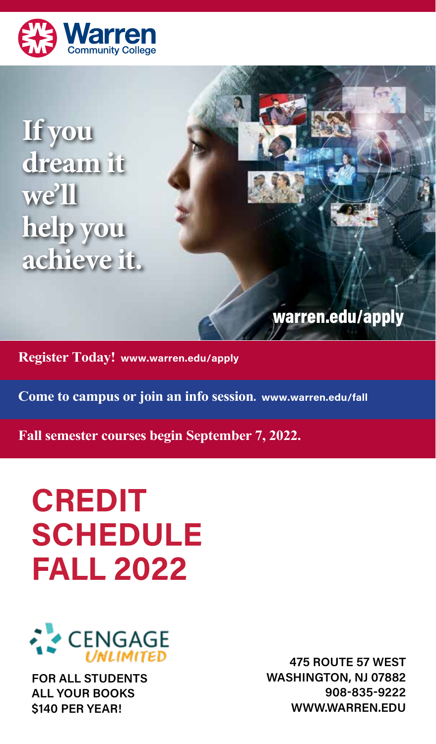Warren Community College

# If you dream it we'll help you achieve it.

warren.edu/apply

**Register Today!** www.warren.edu/apply

**Come to campus or join an info session.** www.warren.edu/fall

**Fall semester courses begin September 7, 2022.**

# CREDIT SCHEDULE FALL 2022

CENGAGE UNLIMITED

FOR ALL STUDENTS
ALL YOUR BOOKS
$140 PER YEAR!

475 ROUTE 57 WEST
WASHINGTON, NJ 07882
908-835-9222
WWW.WARREN.EDU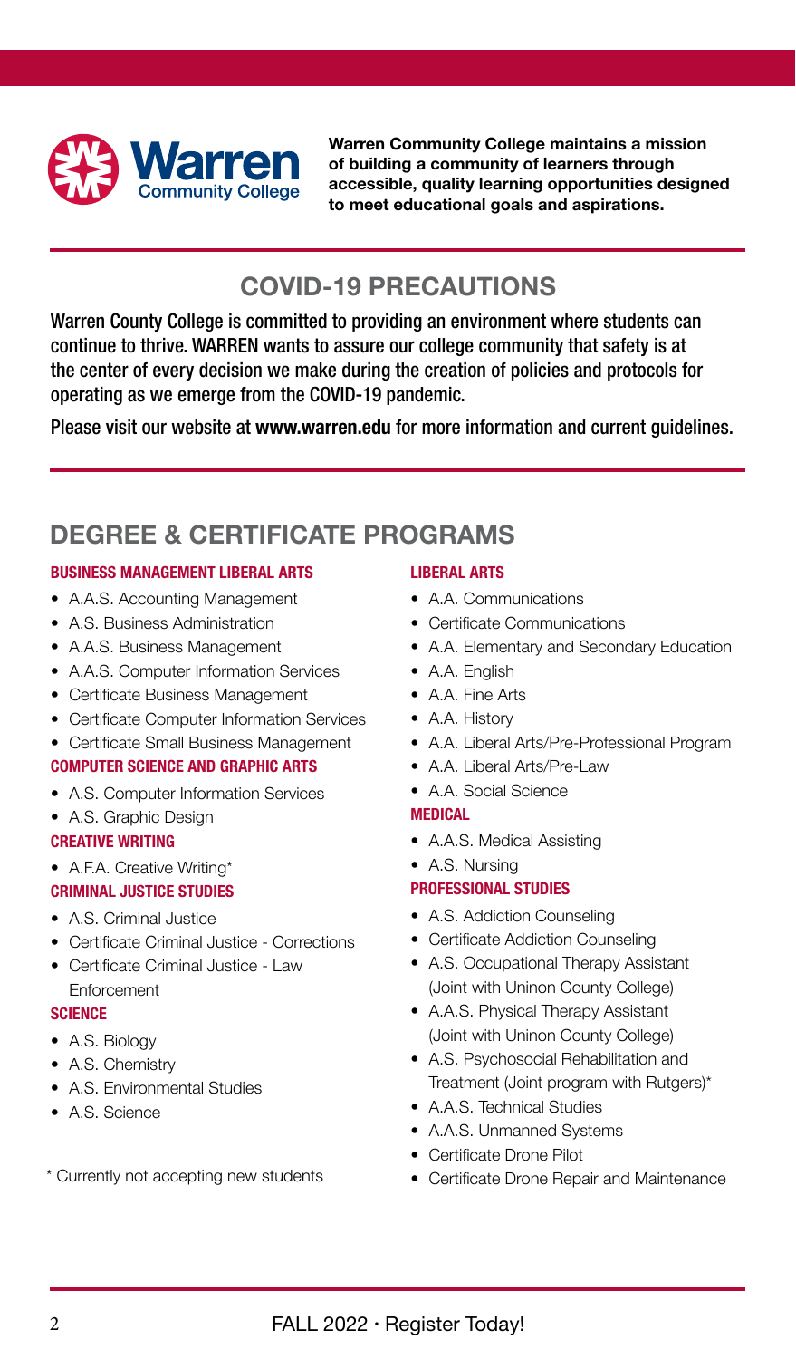**Warren Community College maintains a mission of building a community of learners through accessible, quality learning opportunities designed to meet educational goals and aspirations.**

## COVID-19 PRECAUTIONS

Warren County College is committed to providing an environment where students can continue to thrive. WARREN wants to assure our college community that safety is at the center of every decision we make during the creation of policies and protocols for operating as we emerge from the COVID-19 pandemic.

Please visit our website at **www.warren.edu** for more information and current guidelines.

## DEGREE & CERTIFICATE PROGRAMS

### BUSINESS MANAGEMENT LIBERAL ARTS

- A.A.S. Accounting Management
- A.S. Business Administration
- A.A.S. Business Management
- A.A.S. Computer Information Services
- Certificate Business Management
- Certificate Computer Information Services
- Certificate Small Business Management

### COMPUTER SCIENCE AND GRAPHIC ARTS

- A.S. Computer Information Services
- A.S. Graphic Design

### CREATIVE WRITING

- A.F.A. Creative Writing*

### CRIMINAL JUSTICE STUDIES

- A.S. Criminal Justice
- Certificate Criminal Justice - Corrections
- Certificate Criminal Justice - Law Enforcement

### SCIENCE

- A.S. Biology
- A.S. Chemistry
- A.S. Environmental Studies
- A.S. Science

### LIBERAL ARTS

- A.A. Communications
- Certificate Communications
- A.A. Elementary and Secondary Education
- A.A. English
- A.A. Fine Arts
- A.A. History
- A.A. Liberal Arts/Pre-Professional Program
- A.A. Liberal Arts/Pre-Law
- A.A. Social Science

### MEDICAL

- A.A.S. Medical Assisting
- A.S. Nursing

### PROFESSIONAL STUDIES

- A.S. Addiction Counseling
- Certificate Addiction Counseling
- A.S. Occupational Therapy Assistant (Joint with Uninon County College)
- A.A.S. Physical Therapy Assistant (Joint with Uninon County College)
- A.S. Psychosocial Rehabilitation and Treatment (Joint program with Rutgers)*
- A.A.S. Technical Studies
- A.A.S. Unmanned Systems
- Certificate Drone Pilot
- Certificate Drone Repair and Maintenance

\* Currently not accepting new students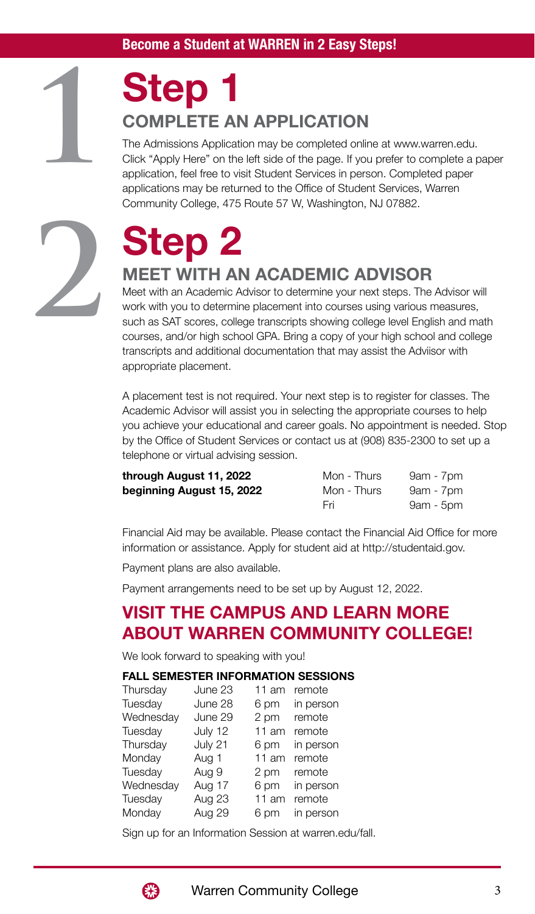**Become a Student at WARREN in 2 Easy Steps!**

# Step 1

## COMPLETE AN APPLICATION

The Admissions Application may be completed online at www.warren.edu. Click "Apply Here" on the left side of the page. If you prefer to complete a paper application, feel free to visit Student Services in person. Completed paper applications may be returned to the Office of Student Services, Warren Community College, 475 Route 57 W, Washington, NJ 07882.

# Step 2

## MEET WITH AN ACADEMIC ADVISOR

Meet with an Academic Advisor to determine your next steps. The Advisor will work with you to determine placement into courses using various measures, such as SAT scores, college transcripts showing college level English and math courses, and/or high school GPA. Bring a copy of your high school and college transcripts and additional documentation that may assist the Adviisor with appropriate placement.

A placement test is not required. Your next step is to register for classes. The Academic Advisor will assist you in selecting the appropriate courses to help you achieve your educational and career goals. No appointment is needed. Stop by the Office of Student Services or contact us at (908) 835-2300 to set up a telephone or virtual advising session.

| | | |
|---|---|---|
| **through August 11, 2022** | Mon - Thurs | 9am - 7pm |
| **beginning August 15, 2022** | Mon - Thurs | 9am - 7pm |
| | Fri | 9am - 5pm |

Financial Aid may be available. Please contact the Financial Aid Office for more information or assistance. Apply for student aid at http://studentaid.gov.

Payment plans are also available.

Payment arrangements need to be set up by August 12, 2022.

## VISIT THE CAMPUS AND LEARN MORE ABOUT WARREN COMMUNITY COLLEGE!

We look forward to speaking with you!

### FALL SEMESTER INFORMATION SESSIONS

| | | | |
|---|---|---|---|
| Thursday | June 23 | 11 am | remote |
| Tuesday | June 28 | 6 pm | in person |
| Wednesday | June 29 | 2 pm | remote |
| Tuesday | July 12 | 11 am | remote |
| Thursday | July 21 | 6 pm | in person |
| Monday | Aug 1 | 11 am | remote |
| Tuesday | Aug 9 | 2 pm | remote |
| Wednesday | Aug 17 | 6 pm | in person |
| Tuesday | Aug 23 | 11 am | remote |
| Monday | Aug 29 | 6 pm | in person |

Sign up for an Information Session at warren.edu/fall.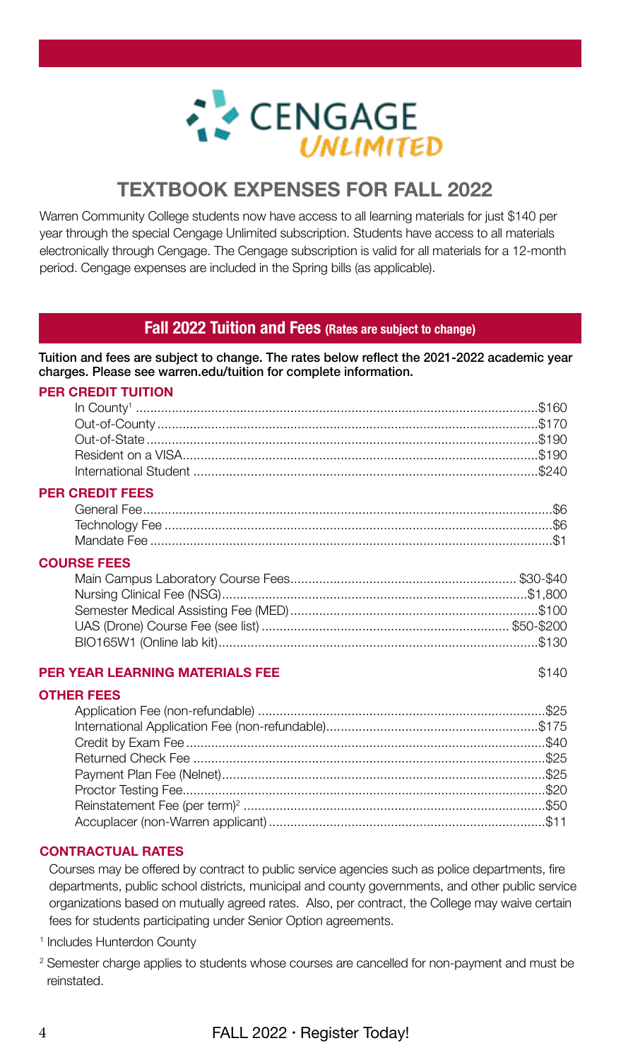CENGAGE *UNLIMITED*

# TEXTBOOK EXPENSES FOR FALL 2022

Warren Community College students now have access to all learning materials for just $140 per year through the special Cengage Unlimited subscription. Students have access to all materials electronically through Cengage. The Cengage subscription is valid for all materials for a 12-month period. Cengage expenses are included in the Spring bills (as applicable).

## Fall 2022 Tuition and Fees (Rates are subject to change)

**Tuition and fees are subject to change. The rates below reflect the 2021-2022 academic year charges. Please see warren.edu/tuition for complete information.**

### PER CREDIT TUITION

| | |
|---|---|
| In County[1] | $160 |
| Out-of-County | $170 |
| Out-of-State | $190 |
| Resident on a VISA | $190 |
| International Student | $240 |

### PER CREDIT FEES

| | |
|---|---|
| General Fee | $6 |
| Technology Fee | $6 |
| Mandate Fee | $1 |

### COURSE FEES

| | |
|---|---|
| Main Campus Laboratory Course Fees | $30-$40 |
| Nursing Clinical Fee (NSG) | $1,800 |
| Semester Medical Assisting Fee (MED) | $100 |
| UAS (Drone) Course Fee (see list) | $50-$200 |
| BIO165W1 (Online lab kit) | $130 |

### PER YEAR LEARNING MATERIALS FEE $140

### OTHER FEES

| | |
|---|---|
| Application Fee (non-refundable) | $25 |
| International Application Fee (non-refundable) | $175 |
| Credit by Exam Fee | $40 |
| Returned Check Fee | $25 |
| Payment Plan Fee (Nelnet) | $25 |
| Proctor Testing Fee | $20 |
| Reinstatement Fee (per term)[2] | $50 |
| Accuplacer (non-Warren applicant) | $11 |

### CONTRACTUAL RATES

Courses may be offered by contract to public service agencies such as police departments, fire departments, public school districts, municipal and county governments, and other public service organizations based on mutually agreed rates. Also, per contract, the College may waive certain fees for students participating under Senior Option agreements.

[1] Includes Hunterdon County

[2] Semester charge applies to students whose courses are cancelled for non-payment and must be reinstated.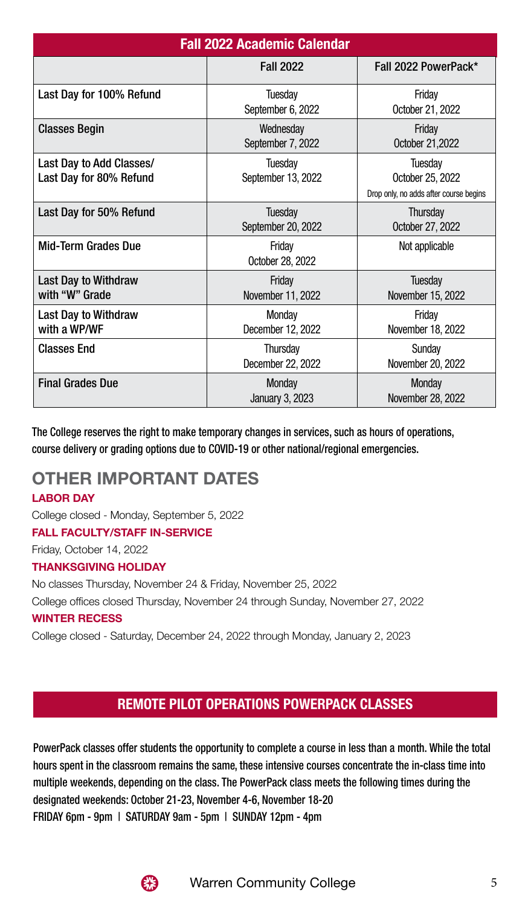| Fall 2022 Academic Calendar | | |
|---|---|---|
| | **Fall 2022** | **Fall 2022 PowerPack*** |
| Last Day for 100% Refund | Tuesday September 6, 2022 | Friday October 21, 2022 |
| Classes Begin | Wednesday September 7, 2022 | Friday October 21,2022 |
| Last Day to Add Classes/ Last Day for 80% Refund | Tuesday September 13, 2022 | Tuesday October 25, 2022 Drop only, no adds after course begins |
| Last Day for 50% Refund | Tuesday September 20, 2022 | Thursday October 27, 2022 |
| Mid-Term Grades Due | Friday October 28, 2022 | Not applicable |
| Last Day to Withdraw with "W" Grade | Friday November 11, 2022 | Tuesday November 15, 2022 |
| Last Day to Withdraw with a WP/WF | Monday December 12, 2022 | Friday November 18, 2022 |
| Classes End | Thursday December 22, 2022 | Sunday November 20, 2022 |
| Final Grades Due | Monday January 3, 2023 | Monday November 28, 2022 |

The College reserves the right to make temporary changes in services, such as hours of operations, course delivery or grading options due to COVID-19 or other national/regional emergencies.

## OTHER IMPORTANT DATES

### LABOR DAY

College closed - Monday, September 5, 2022

### FALL FACULTY/STAFF IN-SERVICE

Friday, October 14, 2022

### THANKSGIVING HOLIDAY

No classes Thursday, November 24 & Friday, November 25, 2022

College offices closed Thursday, November 24 through Sunday, November 27, 2022

### WINTER RECESS

College closed - Saturday, December 24, 2022 through Monday, January 2, 2023

## REMOTE PILOT OPERATIONS POWERPACK CLASSES

PowerPack classes offer students the opportunity to complete a course in less than a month. While the total hours spent in the classroom remains the same, these intensive courses concentrate the in-class time into multiple weekends, depending on the class. The PowerPack class meets the following times during the designated weekends: October 21-23, November 4-6, November 18-20

FRIDAY 6pm - 9pm | SATURDAY 9am - 5pm | SUNDAY 12pm - 4pm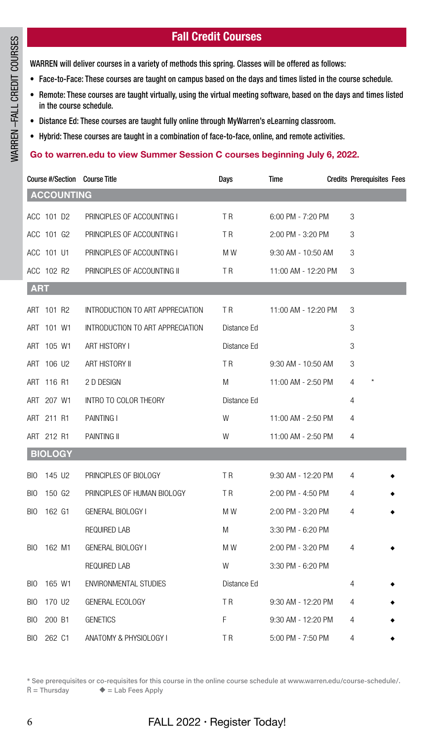## Fall Credit Courses

WARREN will deliver courses in a variety of methods this spring. Classes will be offered as follows:

- Face-to-Face: These courses are taught on campus based on the days and times listed in the course schedule.
- Remote: These courses are taught virtually, using the virtual meeting software, based on the days and times listed in the course schedule.
- Distance Ed: These courses are taught fully online through MyWarren's eLearning classroom.
- Hybrid: These courses are taught in a combination of face-to-face, online, and remote activities.

**Go to warren.edu to view Summer Session C courses beginning July 6, 2022.**

| Course #/Section | Course Title | Days | Time | Credits | Prerequisites | Fees |
|---|---|---|---|---|---|---|
| **ACCOUNTING** | | | | | | |
| ACC 101 D2 | PRINCIPLES OF ACCOUNTING I | T R | 6:00 PM - 7:20 PM | 3 | | |
| ACC 101 G2 | PRINCIPLES OF ACCOUNTING I | T R | 2:00 PM - 3:20 PM | 3 | | |
| ACC 101 U1 | PRINCIPLES OF ACCOUNTING I | M W | 9:30 AM - 10:50 AM | 3 | | |
| ACC 102 R2 | PRINCIPLES OF ACCOUNTING II | T R | 11:00 AM - 12:20 PM | 3 | | |
| **ART** | | | | | | |
| ART 101 R2 | INTRODUCTION TO ART APPRECIATION | T R | 11:00 AM - 12:20 PM | 3 | | |
| ART 101 W1 | INTRODUCTION TO ART APPRECIATION | Distance Ed | | 3 | | |
| ART 105 W1 | ART HISTORY I | Distance Ed | | 3 | | |
| ART 106 U2 | ART HISTORY II | T R | 9:30 AM - 10:50 AM | 3 | | |
| ART 116 R1 | 2 D DESIGN | M | 11:00 AM - 2:50 PM | 4 | * | |
| ART 207 W1 | INTRO TO COLOR THEORY | Distance Ed | | 4 | | |
| ART 211 R1 | PAINTING I | W | 11:00 AM - 2:50 PM | 4 | | |
| ART 212 R1 | PAINTING II | W | 11:00 AM - 2:50 PM | 4 | | |
| **BIOLOGY** | | | | | | |
| BIO 145 U2 | PRINCIPLES OF BIOLOGY | T R | 9:30 AM - 12:20 PM | 4 | | ◆ |
| BIO 150 G2 | PRINCIPLES OF HUMAN BIOLOGY | T R | 2:00 PM - 4:50 PM | 4 | | ◆ |
| BIO 162 G1 | GENERAL BIOLOGY I | M W | 2:00 PM - 3:20 PM | 4 | | ◆ |
| | REQUIRED LAB | M | 3:30 PM - 6:20 PM | | | |
| BIO 162 M1 | GENERAL BIOLOGY I | M W | 2:00 PM - 3:20 PM | 4 | | ◆ |
| | REQUIRED LAB | W | 3:30 PM - 6:20 PM | | | |
| BIO 165 W1 | ENVIRONMENTAL STUDIES | Distance Ed | | 4 | | ◆ |
| BIO 170 U2 | GENERAL ECOLOGY | T R | 9:30 AM - 12:20 PM | 4 | | ◆ |
| BIO 200 B1 | GENETICS | F | 9:30 AM - 12:20 PM | 4 | | ◆ |
| BIO 262 C1 | ANATOMY & PHYSIOLOGY I | T R | 5:00 PM - 7:50 PM | 4 | | ◆ |

* See prerequisites or co-requisites for this course in the online course schedule at www.warren.edu/course-schedule/.
R = Thursday ◆ = Lab Fees Apply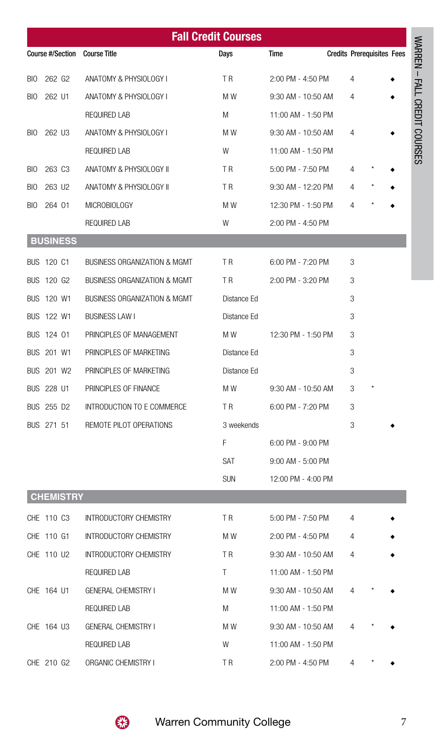## Fall Credit Courses

| Course #/Section | Course Title | Days | Time | Credits | Prerequisites | Fees |
|---|---|---|---|---|---|---|
| BIO 262 G2 | ANATOMY & PHYSIOLOGY I | T R | 2:00 PM - 4:50 PM | 4 | | ◆ |
| BIO 262 U1 | ANATOMY & PHYSIOLOGY I | M W | 9:30 AM - 10:50 AM | 4 | | ◆ |
| | REQUIRED LAB | M | 11:00 AM - 1:50 PM | | | |
| BIO 262 U3 | ANATOMY & PHYSIOLOGY I | M W | 9:30 AM - 10:50 AM | 4 | | ◆ |
| | REQUIRED LAB | W | 11:00 AM - 1:50 PM | | | |
| BIO 263 C3 | ANATOMY & PHYSIOLOGY II | T R | 5:00 PM - 7:50 PM | 4 | * | ◆ |
| BIO 263 U2 | ANATOMY & PHYSIOLOGY II | T R | 9:30 AM - 12:20 PM | 4 | * | ◆ |
| BIO 264 01 | MICROBIOLOGY | M W | 12:30 PM - 1:50 PM | 4 | * | ◆ |
| | REQUIRED LAB | W | 2:00 PM - 4:50 PM | | | |
| **BUSINESS** | | | | | | |
| BUS 120 C1 | BUSINESS ORGANIZATION & MGMT | T R | 6:00 PM - 7:20 PM | 3 | | |
| BUS 120 G2 | BUSINESS ORGANIZATION & MGMT | T R | 2:00 PM - 3:20 PM | 3 | | |
| BUS 120 W1 | BUSINESS ORGANIZATION & MGMT | Distance Ed | | 3 | | |
| BUS 122 W1 | BUSINESS LAW I | Distance Ed | | 3 | | |
| BUS 124 01 | PRINCIPLES OF MANAGEMENT | M W | 12:30 PM - 1:50 PM | 3 | | |
| BUS 201 W1 | PRINCIPLES OF MARKETING | Distance Ed | | 3 | | |
| BUS 201 W2 | PRINCIPLES OF MARKETING | Distance Ed | | 3 | | |
| BUS 228 U1 | PRINCIPLES OF FINANCE | M W | 9:30 AM - 10:50 AM | 3 | * | |
| BUS 255 D2 | INTRODUCTION TO E COMMERCE | T R | 6:00 PM - 7:20 PM | 3 | | |
| BUS 271 51 | REMOTE PILOT OPERATIONS | 3 weekends | | 3 | | ◆ |
| | | F | 6:00 PM - 9:00 PM | | | |
| | | SAT | 9:00 AM - 5:00 PM | | | |
| | | SUN | 12:00 PM - 4:00 PM | | | |
| **CHEMISTRY** | | | | | | |
| CHE 110 C3 | INTRODUCTORY CHEMISTRY | T R | 5:00 PM - 7:50 PM | 4 | | ◆ |
| CHE 110 G1 | INTRODUCTORY CHEMISTRY | M W | 2:00 PM - 4:50 PM | 4 | | ◆ |
| CHE 110 U2 | INTRODUCTORY CHEMISTRY | T R | 9:30 AM - 10:50 AM | 4 | | ◆ |
| | REQUIRED LAB | T | 11:00 AM - 1:50 PM | | | |
| CHE 164 U1 | GENERAL CHEMISTRY I | M W | 9:30 AM - 10:50 AM | 4 | * | ◆ |
| | REQUIRED LAB | M | 11:00 AM - 1:50 PM | | | |
| CHE 164 U3 | GENERAL CHEMISTRY I | M W | 9:30 AM - 10:50 AM | 4 | * | ◆ |
| | REQUIRED LAB | W | 11:00 AM - 1:50 PM | | | |
| CHE 210 G2 | ORGANIC CHEMISTRY I | T R | 2:00 PM - 4:50 PM | 4 | * | ◆ |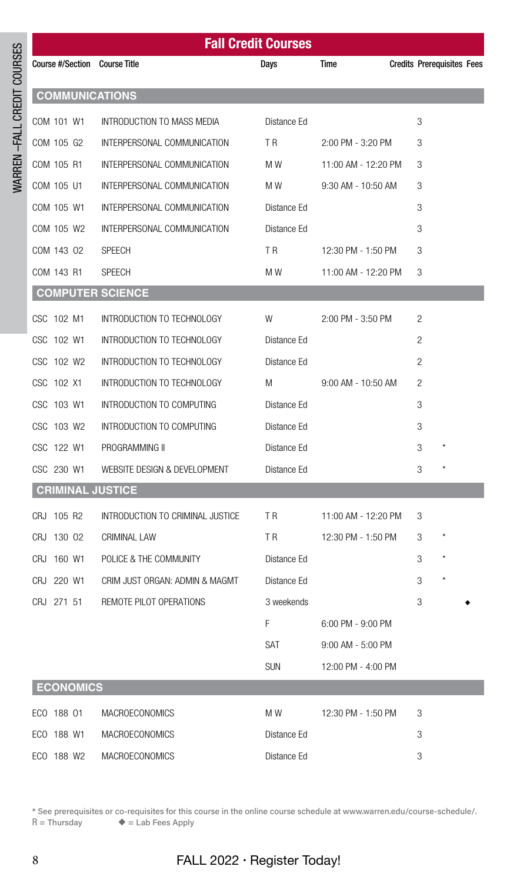## Fall Credit Courses

| Course #/Section | Course Title | Days | Time | Credits | Prerequisites | Fees |
|---|---|---|---|---|---|---|
| **COMMUNICATIONS** | | | | | | |
| COM 101 W1 | INTRODUCTION TO MASS MEDIA | Distance Ed | | 3 | | |
| COM 105 G2 | INTERPERSONAL COMMUNICATION | T R | 2:00 PM - 3:20 PM | 3 | | |
| COM 105 R1 | INTERPERSONAL COMMUNICATION | M W | 11:00 AM - 12:20 PM | 3 | | |
| COM 105 U1 | INTERPERSONAL COMMUNICATION | M W | 9:30 AM - 10:50 AM | 3 | | |
| COM 105 W1 | INTERPERSONAL COMMUNICATION | Distance Ed | | 3 | | |
| COM 105 W2 | INTERPERSONAL COMMUNICATION | Distance Ed | | 3 | | |
| COM 143 02 | SPEECH | T R | 12:30 PM - 1:50 PM | 3 | | |
| COM 143 R1 | SPEECH | M W | 11:00 AM - 12:20 PM | 3 | | |
| **COMPUTER SCIENCE** | | | | | | |
| CSC 102 M1 | INTRODUCTION TO TECHNOLOGY | W | 2:00 PM - 3:50 PM | 2 | | |
| CSC 102 W1 | INTRODUCTION TO TECHNOLOGY | Distance Ed | | 2 | | |
| CSC 102 W2 | INTRODUCTION TO TECHNOLOGY | Distance Ed | | 2 | | |
| CSC 102 X1 | INTRODUCTION TO TECHNOLOGY | M | 9:00 AM - 10:50 AM | 2 | | |
| CSC 103 W1 | INTRODUCTION TO COMPUTING | Distance Ed | | 3 | | |
| CSC 103 W2 | INTRODUCTION TO COMPUTING | Distance Ed | | 3 | | |
| CSC 122 W1 | PROGRAMMING II | Distance Ed | | 3 | * | |
| CSC 230 W1 | WEBSITE DESIGN & DEVELOPMENT | Distance Ed | | 3 | * | |
| **CRIMINAL JUSTICE** | | | | | | |
| CRJ 105 R2 | INTRODUCTION TO CRIMINAL JUSTICE | T R | 11:00 AM - 12:20 PM | 3 | | |
| CRJ 130 02 | CRIMINAL LAW | T R | 12:30 PM - 1:50 PM | 3 | * | |
| CRJ 160 W1 | POLICE & THE COMMUNITY | Distance Ed | | 3 | * | |
| CRJ 220 W1 | CRIM JUST ORGAN: ADMIN & MAGMT | Distance Ed | | 3 | * | |
| CRJ 271 51 | REMOTE PILOT OPERATIONS | 3 weekends | | 3 | | ◆ |
| | | F | 6:00 PM - 9:00 PM | | | |
| | | SAT | 9:00 AM - 5:00 PM | | | |
| | | SUN | 12:00 PM - 4:00 PM | | | |
| **ECONOMICS** | | | | | | |
| ECO 188 01 | MACROECONOMICS | M W | 12:30 PM - 1:50 PM | 3 | | |
| ECO 188 W1 | MACROECONOMICS | Distance Ed | | 3 | | |
| ECO 188 W2 | MACROECONOMICS | Distance Ed | | 3 | | |

* See prerequisites or co-requisites for this course in the online course schedule at www.warren.edu/course-schedule/.
R = Thursday ◆ = Lab Fees Apply

FALL 2022 • Register Today!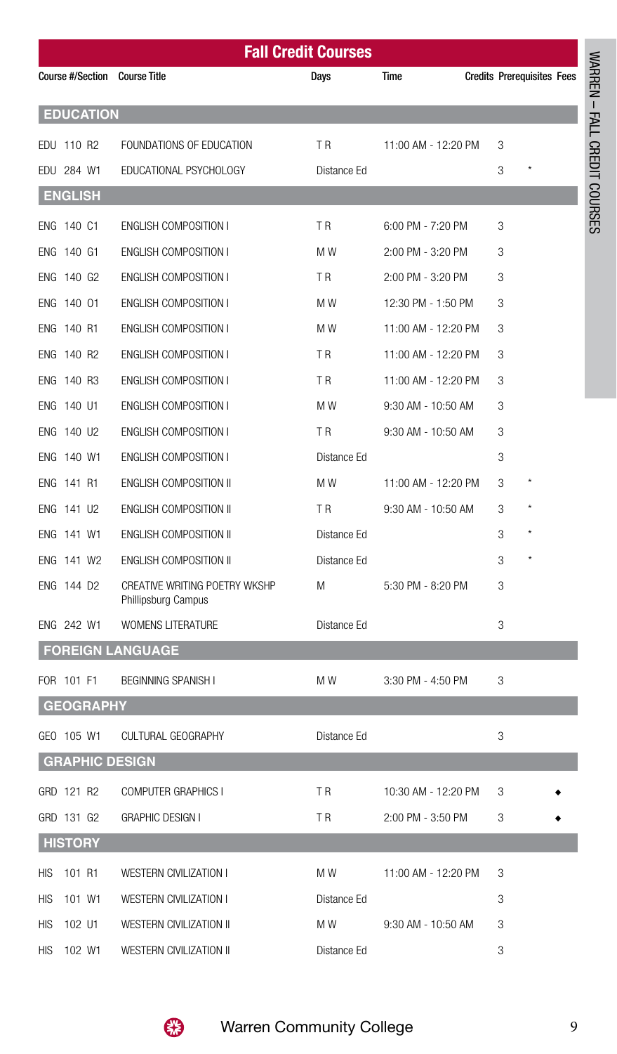## Fall Credit Courses

| Course #/Section | Course Title | Days | Time | Credits | Prerequisites | Fees |
|---|---|---|---|---|---|---|
| **EDUCATION** | | | | | | |
| EDU 110 R2 | FOUNDATIONS OF EDUCATION | T R | 11:00 AM - 12:20 PM | 3 | | |
| EDU 284 W1 | EDUCATIONAL PSYCHOLOGY | Distance Ed | | 3 | * | |
| **ENGLISH** | | | | | | |
| ENG 140 C1 | ENGLISH COMPOSITION I | T R | 6:00 PM - 7:20 PM | 3 | | |
| ENG 140 G1 | ENGLISH COMPOSITION I | M W | 2:00 PM - 3:20 PM | 3 | | |
| ENG 140 G2 | ENGLISH COMPOSITION I | T R | 2:00 PM - 3:20 PM | 3 | | |
| ENG 140 O1 | ENGLISH COMPOSITION I | M W | 12:30 PM - 1:50 PM | 3 | | |
| ENG 140 R1 | ENGLISH COMPOSITION I | M W | 11:00 AM - 12:20 PM | 3 | | |
| ENG 140 R2 | ENGLISH COMPOSITION I | T R | 11:00 AM - 12:20 PM | 3 | | |
| ENG 140 R3 | ENGLISH COMPOSITION I | T R | 11:00 AM - 12:20 PM | 3 | | |
| ENG 140 U1 | ENGLISH COMPOSITION I | M W | 9:30 AM - 10:50 AM | 3 | | |
| ENG 140 U2 | ENGLISH COMPOSITION I | T R | 9:30 AM - 10:50 AM | 3 | | |
| ENG 140 W1 | ENGLISH COMPOSITION I | Distance Ed | | 3 | | |
| ENG 141 R1 | ENGLISH COMPOSITION II | M W | 11:00 AM - 12:20 PM | 3 | * | |
| ENG 141 U2 | ENGLISH COMPOSITION II | T R | 9:30 AM - 10:50 AM | 3 | * | |
| ENG 141 W1 | ENGLISH COMPOSITION II | Distance Ed | | 3 | * | |
| ENG 141 W2 | ENGLISH COMPOSITION II | Distance Ed | | 3 | * | |
| ENG 144 D2 | CREATIVE WRITING POETRY WKSHP Phillipsburg Campus | M | 5:30 PM - 8:20 PM | 3 | | |
| ENG 242 W1 | WOMENS LITERATURE | Distance Ed | | 3 | | |
| **FOREIGN LANGUAGE** | | | | | | |
| FOR 101 F1 | BEGINNING SPANISH I | M W | 3:30 PM - 4:50 PM | 3 | | |
| **GEOGRAPHY** | | | | | | |
| GEO 105 W1 | CULTURAL GEOGRAPHY | Distance Ed | | 3 | | |
| **GRAPHIC DESIGN** | | | | | | |
| GRD 121 R2 | COMPUTER GRAPHICS I | T R | 10:30 AM - 12:20 PM | 3 | | ◆ |
| GRD 131 G2 | GRAPHIC DESIGN I | T R | 2:00 PM - 3:50 PM | 3 | | ◆ |
| **HISTORY** | | | | | | |
| HIS 101 R1 | WESTERN CIVILIZATION I | M W | 11:00 AM - 12:20 PM | 3 | | |
| HIS 101 W1 | WESTERN CIVILIZATION I | Distance Ed | | 3 | | |
| HIS 102 U1 | WESTERN CIVILIZATION II | M W | 9:30 AM - 10:50 AM | 3 | | |
| HIS 102 W1 | WESTERN CIVILIZATION II | Distance Ed | | 3 | | |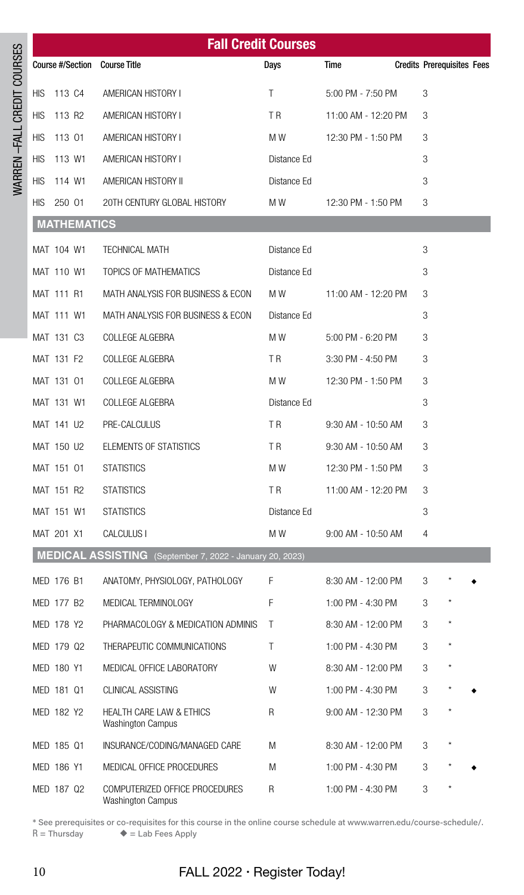## Fall Credit Courses

| Course #/Section | Course Title | Days | Time | Credits | Prerequisites | Fees |
|---|---|---|---|---|---|---|
| HIS 113 C4 | AMERICAN HISTORY I | T | 5:00 PM - 7:50 PM | 3 | | |
| HIS 113 R2 | AMERICAN HISTORY I | T R | 11:00 AM - 12:20 PM | 3 | | |
| HIS 113 01 | AMERICAN HISTORY I | M W | 12:30 PM - 1:50 PM | 3 | | |
| HIS 113 W1 | AMERICAN HISTORY I | Distance Ed | | 3 | | |
| HIS 114 W1 | AMERICAN HISTORY II | Distance Ed | | 3 | | |
| HIS 250 01 | 20TH CENTURY GLOBAL HISTORY | M W | 12:30 PM - 1:50 PM | 3 | | |
| **MATHEMATICS** | | | | | | |
| MAT 104 W1 | TECHNICAL MATH | Distance Ed | | 3 | | |
| MAT 110 W1 | TOPICS OF MATHEMATICS | Distance Ed | | 3 | | |
| MAT 111 R1 | MATH ANALYSIS FOR BUSINESS & ECON | M W | 11:00 AM - 12:20 PM | 3 | | |
| MAT 111 W1 | MATH ANALYSIS FOR BUSINESS & ECON | Distance Ed | | 3 | | |
| MAT 131 C3 | COLLEGE ALGEBRA | M W | 5:00 PM - 6:20 PM | 3 | | |
| MAT 131 F2 | COLLEGE ALGEBRA | T R | 3:30 PM - 4:50 PM | 3 | | |
| MAT 131 01 | COLLEGE ALGEBRA | M W | 12:30 PM - 1:50 PM | 3 | | |
| MAT 131 W1 | COLLEGE ALGEBRA | Distance Ed | | 3 | | |
| MAT 141 U2 | PRE-CALCULUS | T R | 9:30 AM - 10:50 AM | 3 | | |
| MAT 150 U2 | ELEMENTS OF STATISTICS | T R | 9:30 AM - 10:50 AM | 3 | | |
| MAT 151 01 | STATISTICS | M W | 12:30 PM - 1:50 PM | 3 | | |
| MAT 151 R2 | STATISTICS | T R | 11:00 AM - 12:20 PM | 3 | | |
| MAT 151 W1 | STATISTICS | Distance Ed | | 3 | | |
| MAT 201 X1 | CALCULUS I | M W | 9:00 AM - 10:50 AM | 4 | | |
| **MEDICAL ASSISTING** (September 7, 2022 - January 20, 2023) | | | | | | |
| MED 176 B1 | ANATOMY, PHYSIOLOGY, PATHOLOGY | F | 8:30 AM - 12:00 PM | 3 | * | ◆ |
| MED 177 B2 | MEDICAL TERMINOLOGY | F | 1:00 PM - 4:30 PM | 3 | * | |
| MED 178 Y2 | PHARMACOLOGY & MEDICATION ADMINIS | T | 8:30 AM - 12:00 PM | 3 | * | |
| MED 179 Q2 | THERAPEUTIC COMMUNICATIONS | T | 1:00 PM - 4:30 PM | 3 | * | |
| MED 180 Y1 | MEDICAL OFFICE LABORATORY | W | 8:30 AM - 12:00 PM | 3 | * | |
| MED 181 Q1 | CLINICAL ASSISTING | W | 1:00 PM - 4:30 PM | 3 | * | ◆ |
| MED 182 Y2 | HEALTH CARE LAW & ETHICS Washington Campus | R | 9:00 AM - 12:30 PM | 3 | * | |
| MED 185 Q1 | INSURANCE/CODING/MANAGED CARE | M | 8:30 AM - 12:00 PM | 3 | * | |
| MED 186 Y1 | MEDICAL OFFICE PROCEDURES | M | 1:00 PM - 4:30 PM | 3 | * | ◆ |
| MED 187 Q2 | COMPUTERIZED OFFICE PROCEDURES Washington Campus | R | 1:00 PM - 4:30 PM | 3 | * | |

* See prerequisites or co-requisites for this course in the online course schedule at www.warren.edu/course-schedule/.
R = Thursday ◆ = Lab Fees Apply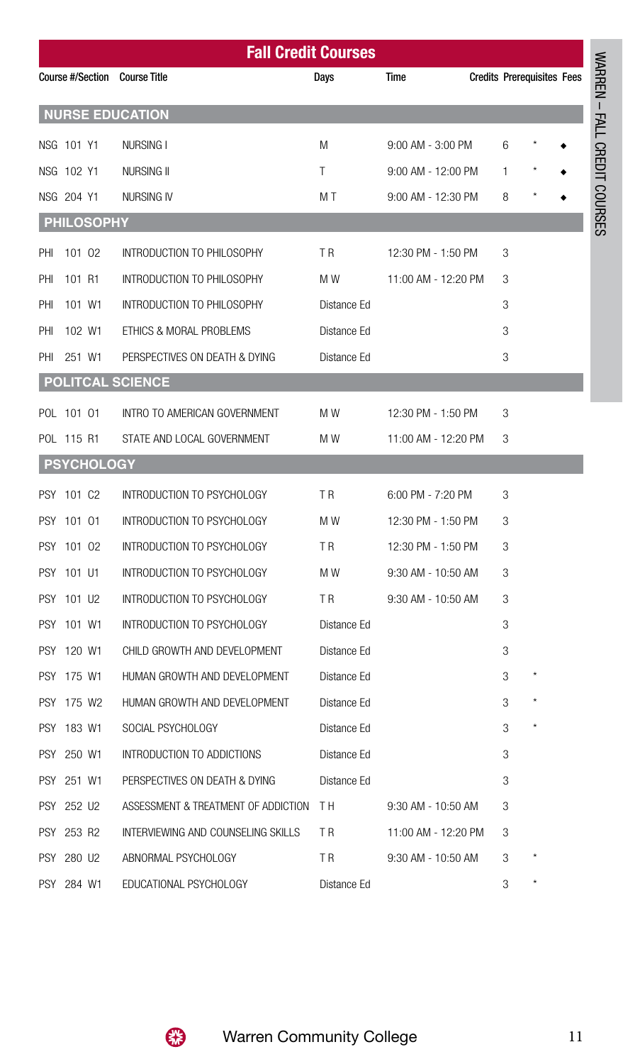## Fall Credit Courses

| Course #/Section | Course Title | Days | Time | Credits | Prerequisites | Fees |
|---|---|---|---|---|---|---|
| **NURSE EDUCATION** | | | | | | |
| NSG 101 Y1 | NURSING I | M | 9:00 AM - 3:00 PM | 6 | * | ◆ |
| NSG 102 Y1 | NURSING II | T | 9:00 AM - 12:00 PM | 1 | * | ◆ |
| NSG 204 Y1 | NURSING IV | M T | 9:00 AM - 12:30 PM | 8 | * | ◆ |
| **PHILOSOPHY** | | | | | | |
| PHI 101 O2 | INTRODUCTION TO PHILOSOPHY | T R | 12:30 PM - 1:50 PM | 3 | | |
| PHI 101 R1 | INTRODUCTION TO PHILOSOPHY | M W | 11:00 AM - 12:20 PM | 3 | | |
| PHI 101 W1 | INTRODUCTION TO PHILOSOPHY | Distance Ed | | 3 | | |
| PHI 102 W1 | ETHICS & MORAL PROBLEMS | Distance Ed | | 3 | | |
| PHI 251 W1 | PERSPECTIVES ON DEATH & DYING | Distance Ed | | 3 | | |
| **POLITCAL SCIENCE** | | | | | | |
| POL 101 O1 | INTRO TO AMERICAN GOVERNMENT | M W | 12:30 PM - 1:50 PM | 3 | | |
| POL 115 R1 | STATE AND LOCAL GOVERNMENT | M W | 11:00 AM - 12:20 PM | 3 | | |
| **PSYCHOLOGY** | | | | | | |
| PSY 101 C2 | INTRODUCTION TO PSYCHOLOGY | T R | 6:00 PM - 7:20 PM | 3 | | |
| PSY 101 O1 | INTRODUCTION TO PSYCHOLOGY | M W | 12:30 PM - 1:50 PM | 3 | | |
| PSY 101 O2 | INTRODUCTION TO PSYCHOLOGY | T R | 12:30 PM - 1:50 PM | 3 | | |
| PSY 101 U1 | INTRODUCTION TO PSYCHOLOGY | M W | 9:30 AM - 10:50 AM | 3 | | |
| PSY 101 U2 | INTRODUCTION TO PSYCHOLOGY | T R | 9:30 AM - 10:50 AM | 3 | | |
| PSY 101 W1 | INTRODUCTION TO PSYCHOLOGY | Distance Ed | | 3 | | |
| PSY 120 W1 | CHILD GROWTH AND DEVELOPMENT | Distance Ed | | 3 | | |
| PSY 175 W1 | HUMAN GROWTH AND DEVELOPMENT | Distance Ed | | 3 | * | |
| PSY 175 W2 | HUMAN GROWTH AND DEVELOPMENT | Distance Ed | | 3 | * | |
| PSY 183 W1 | SOCIAL PSYCHOLOGY | Distance Ed | | 3 | * | |
| PSY 250 W1 | INTRODUCTION TO ADDICTIONS | Distance Ed | | 3 | | |
| PSY 251 W1 | PERSPECTIVES ON DEATH & DYING | Distance Ed | | 3 | | |
| PSY 252 U2 | ASSESSMENT & TREATMENT OF ADDICTION | T H | 9:30 AM - 10:50 AM | 3 | | |
| PSY 253 R2 | INTERVIEWING AND COUNSELING SKILLS | T R | 11:00 AM - 12:20 PM | 3 | | |
| PSY 280 U2 | ABNORMAL PSYCHOLOGY | T R | 9:30 AM - 10:50 AM | 3 | * | |
| PSY 284 W1 | EDUCATIONAL PSYCHOLOGY | Distance Ed | | 3 | * | |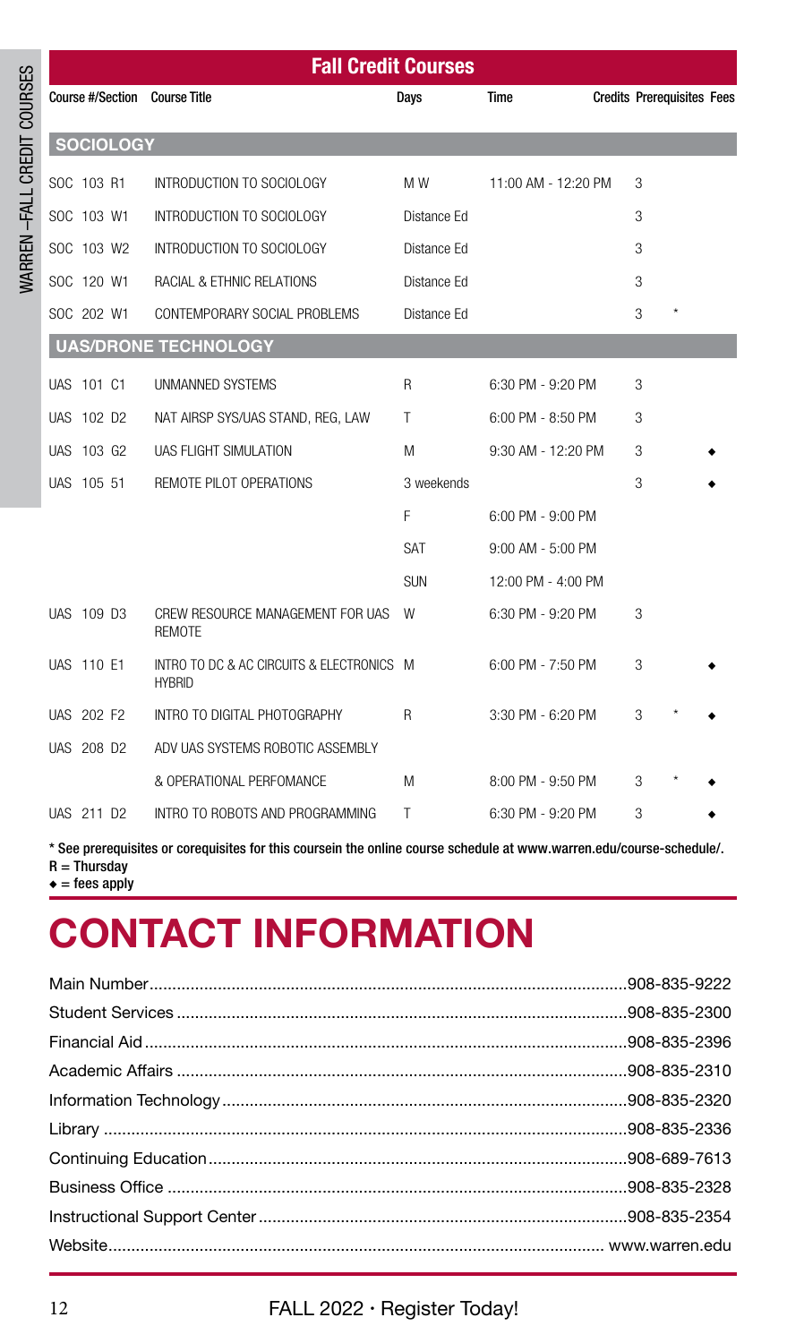## Fall Credit Courses

| Course #/Section | Course Title | Days | Time | Credits | Prerequisites | Fees |
|---|---|---|---|---|---|---|
| **SOCIOLOGY** | | | | | | |
| SOC 103 R1 | INTRODUCTION TO SOCIOLOGY | M W | 11:00 AM - 12:20 PM | 3 | | |
| SOC 103 W1 | INTRODUCTION TO SOCIOLOGY | Distance Ed | | 3 | | |
| SOC 103 W2 | INTRODUCTION TO SOCIOLOGY | Distance Ed | | 3 | | |
| SOC 120 W1 | RACIAL & ETHNIC RELATIONS | Distance Ed | | 3 | | |
| SOC 202 W1 | CONTEMPORARY SOCIAL PROBLEMS | Distance Ed | | 3 | * | |
| **UAS/DRONE TECHNOLOGY** | | | | | | |
| UAS 101 C1 | UNMANNED SYSTEMS | R | 6:30 PM - 9:20 PM | 3 | | |
| UAS 102 D2 | NAT AIRSP SYS/UAS STAND, REG, LAW | T | 6:00 PM - 8:50 PM | 3 | | |
| UAS 103 G2 | UAS FLIGHT SIMULATION | M | 9:30 AM - 12:20 PM | 3 | | ◆ |
| UAS 105 51 | REMOTE PILOT OPERATIONS | 3 weekends | | 3 | | ◆ |
| | | F | 6:00 PM - 9:00 PM | | | |
| | | SAT | 9:00 AM - 5:00 PM | | | |
| | | SUN | 12:00 PM - 4:00 PM | | | |
| UAS 109 D3 | CREW RESOURCE MANAGEMENT FOR UAS REMOTE | W | 6:30 PM - 9:20 PM | 3 | | |
| UAS 110 E1 | INTRO TO DC & AC CIRCUITS & ELECTRONICS HYBRID | M | 6:00 PM - 7:50 PM | 3 | | ◆ |
| UAS 202 F2 | INTRO TO DIGITAL PHOTOGRAPHY | R | 3:30 PM - 6:20 PM | 3 | * | ◆ |
| UAS 208 D2 | ADV UAS SYSTEMS ROBOTIC ASSEMBLY & OPERATIONAL PERFOMANCE | M | 8:00 PM - 9:50 PM | 3 | * | ◆ |
| UAS 211 D2 | INTRO TO ROBOTS AND PROGRAMMING | T | 6:30 PM - 9:20 PM | 3 | | ◆ |

**\* See prerequisites or corequisites for this coursein the online course schedule at www.warren.edu/course-schedule/.**
**R = Thursday**
**◆ = fees apply**

# CONTACT INFORMATION

| | |
|---|---|
| Main Number | 908-835-9222 |
| Student Services | 908-835-2300 |
| Financial Aid | 908-835-2396 |
| Academic Affairs | 908-835-2310 |
| Information Technology | 908-835-2320 |
| Library | 908-835-2336 |
| Continuing Education | 908-689-7613 |
| Business Office | 908-835-2328 |
| Instructional Support Center | 908-835-2354 |
| Website | www.warren.edu |

FALL 2022 · Register Today!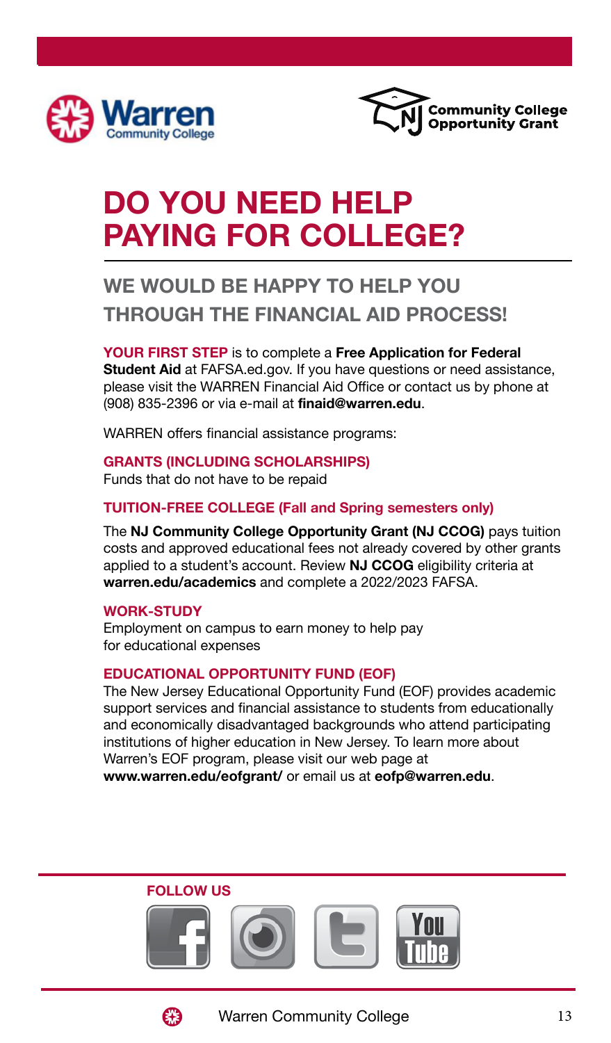# DO YOU NEED HELP PAYING FOR COLLEGE?

## WE WOULD BE HAPPY TO HELP YOU THROUGH THE FINANCIAL AID PROCESS!

**YOUR FIRST STEP** is to complete a **Free Application for Federal Student Aid** at FAFSA.ed.gov. If you have questions or need assistance, please visit the WARREN Financial Aid Office or contact us by phone at (908) 835-2396 or via e-mail at **finaid@warren.edu**.

WARREN offers financial assistance programs:

### GRANTS (INCLUDING SCHOLARSHIPS)

Funds that do not have to be repaid

### TUITION-FREE COLLEGE (Fall and Spring semesters only)

The **NJ Community College Opportunity Grant (NJ CCOG)** pays tuition costs and approved educational fees not already covered by other grants applied to a student's account. Review **NJ CCOG** eligibility criteria at **warren.edu/academics** and complete a 2022/2023 FAFSA.

### WORK-STUDY

Employment on campus to earn money to help pay for educational expenses

### EDUCATIONAL OPPORTUNITY FUND (EOF)

The New Jersey Educational Opportunity Fund (EOF) provides academic support services and financial assistance to students from educationally and economically disadvantaged backgrounds who attend participating institutions of higher education in New Jersey. To learn more about Warren's EOF program, please visit our web page at **www.warren.edu/eofgrant/** or email us at **eofp@warren.edu**.

**FOLLOW US**